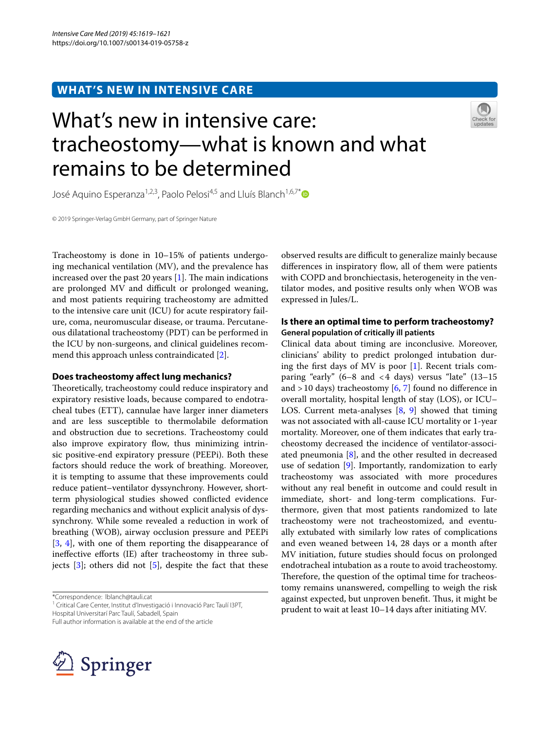WHAT'S NEW IN INTENSIVE CARE

# What's new in intensive care: tracheostomy—what is known and what remains to be determined

José Aquino Esperanza[1,2,3], Paolo Pelosi[4,5] and Lluís Blanch[1,6,7]*

© 2019 Springer-Verlag GmbH Germany, part of Springer Nature

Tracheostomy is done in 10–15% of patients undergoing mechanical ventilation (MV), and the prevalence has increased over the past 20 years [1]. The main indications are prolonged MV and difficult or prolonged weaning, and most patients requiring tracheostomy are admitted to the intensive care unit (ICU) for acute respiratory failure, coma, neuromuscular disease, or trauma. Percutaneous dilatational tracheostomy (PDT) can be performed in the ICU by non-surgeons, and clinical guidelines recommend this approach unless contraindicated [2].

## Does tracheostomy affect lung mechanics?

Theoretically, tracheostomy could reduce inspiratory and expiratory resistive loads, because compared to endotracheal tubes (ETT), cannulae have larger inner diameters and are less susceptible to thermolabile deformation and obstruction due to secretions. Tracheostomy could also improve expiratory flow, thus minimizing intrinsic positive-end expiratory pressure (PEEPi). Both these factors should reduce the work of breathing. Moreover, it is tempting to assume that these improvements could reduce patient–ventilator dyssynchrony. However, short-term physiological studies showed conflicted evidence regarding mechanics and without explicit analysis of dyssynchrony. While some revealed a reduction in work of breathing (WOB), airway occlusion pressure and PEEPi [3, 4], with one of them reporting the disappearance of ineffective efforts (IE) after tracheostomy in three subjects [3]; others did not [5], despite the fact that these observed results are difficult to generalize mainly because differences in inspiratory flow, all of them were patients with COPD and bronchiectasis, heterogeneity in the ventilator modes, and positive results only when WOB was expressed in Jules/L.

## Is there an optimal time to perform tracheostomy?

### General population of critically ill patients

Clinical data about timing are inconclusive. Moreover, clinicians' ability to predict prolonged intubation during the first days of MV is poor [1]. Recent trials comparing "early" (6–8 and <4 days) versus "late" (13–15 and >10 days) tracheostomy [6, 7] found no difference in overall mortality, hospital length of stay (LOS), or ICU–LOS. Current meta-analyses [8, 9] showed that timing was not associated with all-cause ICU mortality or 1-year mortality. Moreover, one of them indicates that early tracheostomy decreased the incidence of ventilator-associated pneumonia [8], and the other resulted in decreased use of sedation [9]. Importantly, randomization to early tracheostomy was associated with more procedures without any real benefit in outcome and could result in immediate, short- and long-term complications. Furthermore, given that most patients randomized to late tracheostomy were not tracheostomized, and eventually extubated with similarly low rates of complications and even weaned between 14, 28 days or a month after MV initiation, future studies should focus on prolonged endotracheal intubation as a route to avoid tracheostomy. Therefore, the question of the optimal time for tracheostomy remains unanswered, compelling to weigh the risk against expected, but unproven benefit. Thus, it might be prudent to wait at least 10–14 days after initiating MV.

*Correspondence: lblanch@tauli.cat
[1] Critical Care Center, Institut d'Investigació i Innovació Parc Taulí I3PT, Hospital Universitarí Parc Taulí, Sabadell, Spain
Full author information is available at the end of the article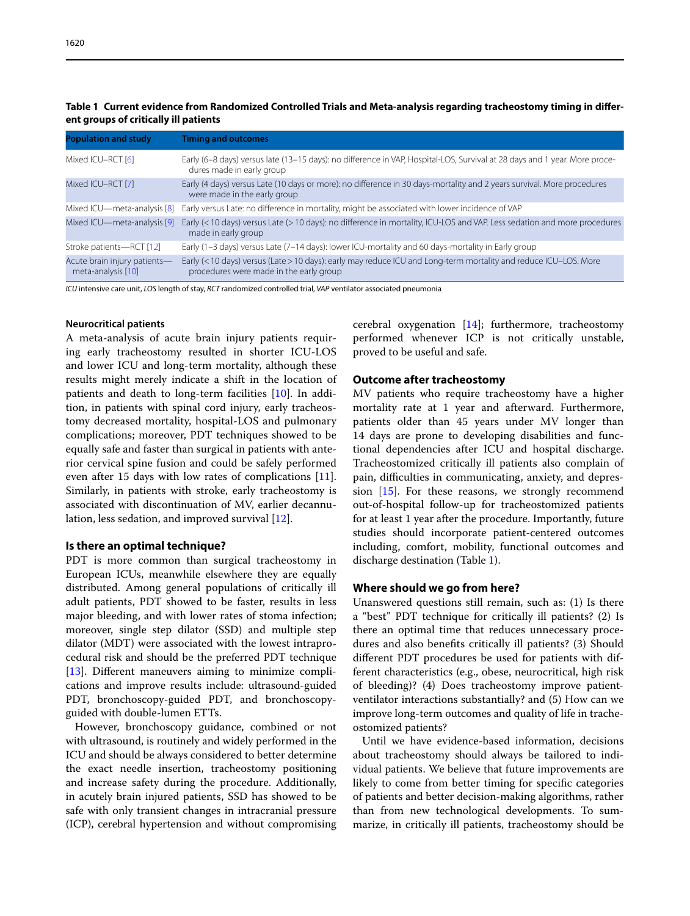**Table 1 Current evidence from Randomized Controlled Trials and Meta-analysis regarding tracheostomy timing in different groups of critically ill patients**

| Population and study | Timing and outcomes |
| --- | --- |
| Mixed ICU–RCT [6] | Early (6–8 days) versus late (13–15 days): no difference in VAP, Hospital-LOS, Survival at 28 days and 1 year. More procedures made in early group |
| Mixed ICU–RCT [7] | Early (4 days) versus Late (10 days or more): no difference in 30 days-mortality and 2 years survival. More procedures were made in the early group |
| Mixed ICU—meta-analysis [8] | Early versus Late: no difference in mortality, might be associated with lower incidence of VAP |
| Mixed ICU—meta-analysis [9] | Early (< 10 days) versus Late (> 10 days): no difference in mortality, ICU-LOS and VAP. Less sedation and more procedures made in early group |
| Stroke patients—RCT [12] | Early (1–3 days) versus Late (7–14 days): lower ICU-mortality and 60 days-mortality in Early group |
| Acute brain injury patients—meta-analysis [10] | Early (< 10 days) versus (Late > 10 days): early may reduce ICU and Long-term mortality and reduce ICU–LOS. More procedures were made in the early group |

*ICU* intensive care unit, *LOS* length of stay, *RCT* randomized controlled trial, *VAP* ventilator associated pneumonia

#### Neurocritical patients

A meta-analysis of acute brain injury patients requiring early tracheostomy resulted in shorter ICU-LOS and lower ICU and long-term mortality, although these results might merely indicate a shift in the location of patients and death to long-term facilities [10]. In addition, in patients with spinal cord injury, early tracheostomy decreased mortality, hospital-LOS and pulmonary complications; moreover, PDT techniques showed to be equally safe and faster than surgical in patients with anterior cervical spine fusion and could be safely performed even after 15 days with low rates of complications [11]. Similarly, in patients with stroke, early tracheostomy is associated with discontinuation of MV, earlier decannulation, less sedation, and improved survival [12].

### Is there an optimal technique?

PDT is more common than surgical tracheostomy in European ICUs, meanwhile elsewhere they are equally distributed. Among general populations of critically ill adult patients, PDT showed to be faster, results in less major bleeding, and with lower rates of stoma infection; moreover, single step dilator (SSD) and multiple step dilator (MDT) were associated with the lowest intraprocedural risk and should be the preferred PDT technique [13]. Different maneuvers aiming to minimize complications and improve results include: ultrasound-guided PDT, bronchoscopy-guided PDT, and bronchoscopy-guided with double-lumen ETTs.

However, bronchoscopy guidance, combined or not with ultrasound, is routinely and widely performed in the ICU and should be always considered to better determine the exact needle insertion, tracheostomy positioning and increase safety during the procedure. Additionally, in acutely brain injured patients, SSD has showed to be safe with only transient changes in intracranial pressure (ICP), cerebral hypertension and without compromising cerebral oxygenation [14]; furthermore, tracheostomy performed whenever ICP is not critically unstable, proved to be useful and safe.

### Outcome after tracheostomy

MV patients who require tracheostomy have a higher mortality rate at 1 year and afterward. Furthermore, patients older than 45 years under MV longer than 14 days are prone to developing disabilities and functional dependencies after ICU and hospital discharge. Tracheostomized critically ill patients also complain of pain, difficulties in communicating, anxiety, and depression [15]. For these reasons, we strongly recommend out-of-hospital follow-up for tracheostomized patients for at least 1 year after the procedure. Importantly, future studies should incorporate patient-centered outcomes including, comfort, mobility, functional outcomes and discharge destination (Table 1).

### Where should we go from here?

Unanswered questions still remain, such as: (1) Is there a "best" PDT technique for critically ill patients? (2) Is there an optimal time that reduces unnecessary procedures and also benefits critically ill patients? (3) Should different PDT procedures be used for patients with different characteristics (e.g., obese, neurocritical, high risk of bleeding)? (4) Does tracheostomy improve patient-ventilator interactions substantially? and (5) How can we improve long-term outcomes and quality of life in tracheostomized patients?

Until we have evidence-based information, decisions about tracheostomy should always be tailored to individual patients. We believe that future improvements are likely to come from better timing for specific categories of patients and better decision-making algorithms, rather than from new technological developments. To summarize, in critically ill patients, tracheostomy should be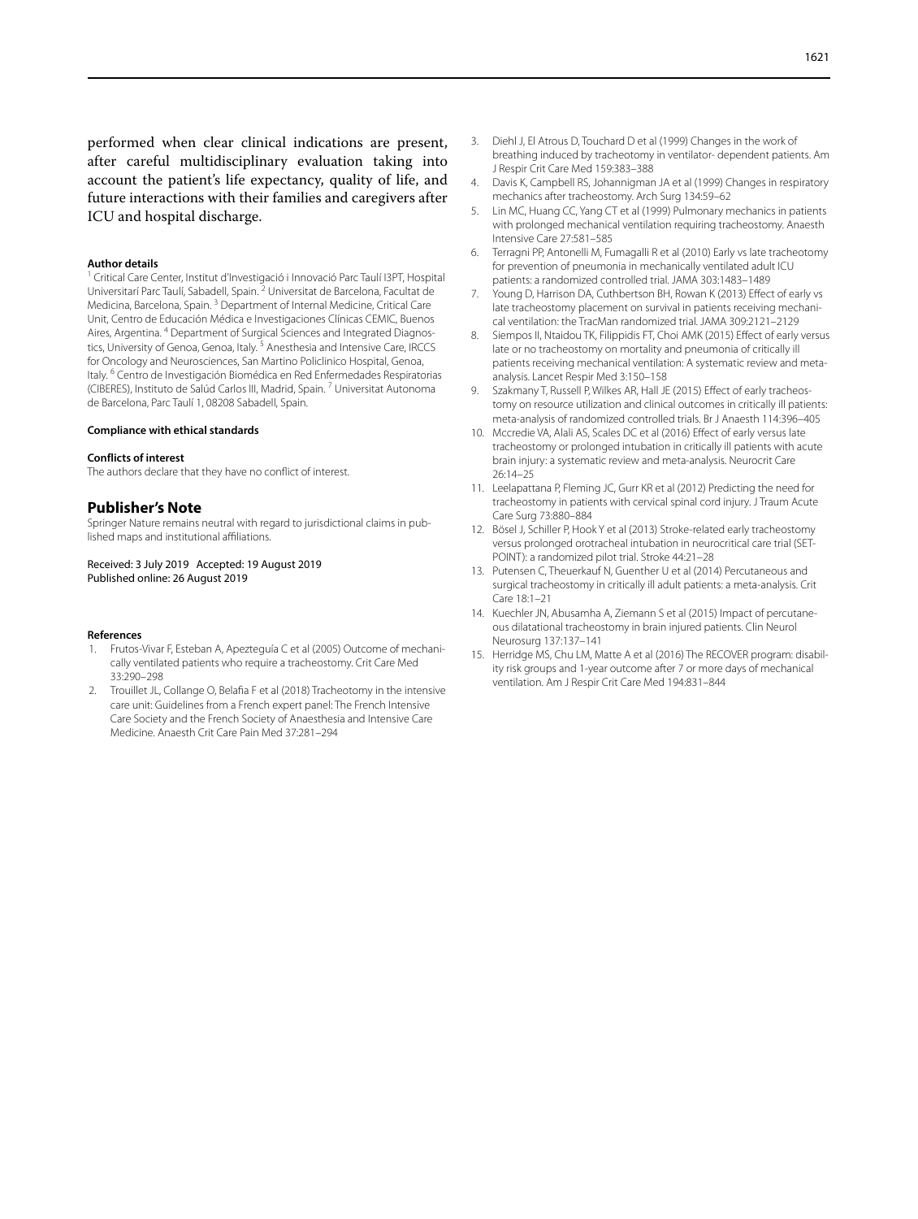performed when clear clinical indications are present, after careful multidisciplinary evaluation taking into account the patient's life expectancy, quality of life, and future interactions with their families and caregivers after ICU and hospital discharge.

**Author details**

[1] Critical Care Center, Institut d'Investigació i Innovació Parc Taulí I3PT, Hospital Universitarí Parc Taulí, Sabadell, Spain. [2] Universitat de Barcelona, Facultat de Medicina, Barcelona, Spain. [3] Department of Internal Medicine, Critical Care Unit, Centro de Educación Médica e Investigaciones Clínicas CEMIC, Buenos Aires, Argentina. [4] Department of Surgical Sciences and Integrated Diagnostics, University of Genoa, Genoa, Italy. [5] Anesthesia and Intensive Care, IRCCS for Oncology and Neurosciences, San Martino Policlinico Hospital, Genoa, Italy. [6] Centro de Investigación Biomédica en Red Enfermedades Respiratorias (CIBERES), Instituto de Salúd Carlos III, Madrid, Spain. [7] Universitat Autonoma de Barcelona, Parc Taulí 1, 08208 Sabadell, Spain.

**Compliance with ethical standards**

**Conflicts of interest**

The authors declare that they have no conflict of interest.

## Publisher's Note

Springer Nature remains neutral with regard to jurisdictional claims in published maps and institutional affiliations.

Received: 3 July 2019 Accepted: 19 August 2019
Published online: 26 August 2019

**References**

1. Frutos-Vivar F, Esteban A, Apezteguía C et al (2005) Outcome of mechanically ventilated patients who require a tracheostomy. Crit Care Med 33:290–298
2. Trouillet JL, Collange O, Belafia F et al (2018) Tracheotomy in the intensive care unit: Guidelines from a French expert panel: The French Intensive Care Society and the French Society of Anaesthesia and Intensive Care Medicine. Anaesth Crit Care Pain Med 37:281–294
3. Diehl J, El Atrous D, Touchard D et al (1999) Changes in the work of breathing induced by tracheotomy in ventilator- dependent patients. Am J Respir Crit Care Med 159:383–388
4. Davis K, Campbell RS, Johannigman JA et al (1999) Changes in respiratory mechanics after tracheostomy. Arch Surg 134:59–62
5. Lin MC, Huang CC, Yang CT et al (1999) Pulmonary mechanics in patients with prolonged mechanical ventilation requiring tracheostomy. Anaesth Intensive Care 27:581–585
6. Terragni PP, Antonelli M, Fumagalli R et al (2010) Early vs late tracheotomy for prevention of pneumonia in mechanically ventilated adult ICU patients: a randomized controlled trial. JAMA 303:1483–1489
7. Young D, Harrison DA, Cuthbertson BH, Rowan K (2013) Effect of early vs late tracheostomy placement on survival in patients receiving mechanical ventilation: the TracMan randomized trial. JAMA 309:2121–2129
8. Siempos II, Ntaidou TK, Filippidis FT, Choi AMK (2015) Effect of early versus late or no tracheostomy on mortality and pneumonia of critically ill patients receiving mechanical ventilation: A systematic review and meta-analysis. Lancet Respir Med 3:150–158
9. Szakmany T, Russell P, Wilkes AR, Hall JE (2015) Effect of early tracheostomy on resource utilization and clinical outcomes in critically ill patients: meta-analysis of randomized controlled trials. Br J Anaesth 114:396–405
10. Mccredie VA, Alali AS, Scales DC et al (2016) Effect of early versus late tracheostomy or prolonged intubation in critically ill patients with acute brain injury: a systematic review and meta-analysis. Neurocrit Care 26:14–25
11. Leelapattana P, Fleming JC, Gurr KR et al (2012) Predicting the need for tracheostomy in patients with cervical spinal cord injury. J Traum Acute Care Surg 73:880–884
12. Bösel J, Schiller P, Hook Y et al (2013) Stroke-related early tracheostomy versus prolonged orotracheal intubation in neurocritical care trial (SETPOINT): a randomized pilot trial. Stroke 44:21–28
13. Putensen C, Theuerkauf N, Guenther U et al (2014) Percutaneous and surgical tracheostomy in critically ill adult patients: a meta-analysis. Crit Care 18:1–21
14. Kuechler JN, Abusamha A, Ziemann S et al (2015) Impact of percutaneous dilatational tracheostomy in brain injured patients. Clin Neurol Neurosurg 137:137–141
15. Herridge MS, Chu LM, Matte A et al (2016) The RECOVER program: disability risk groups and 1-year outcome after 7 or more days of mechanical ventilation. Am J Respir Crit Care Med 194:831–844